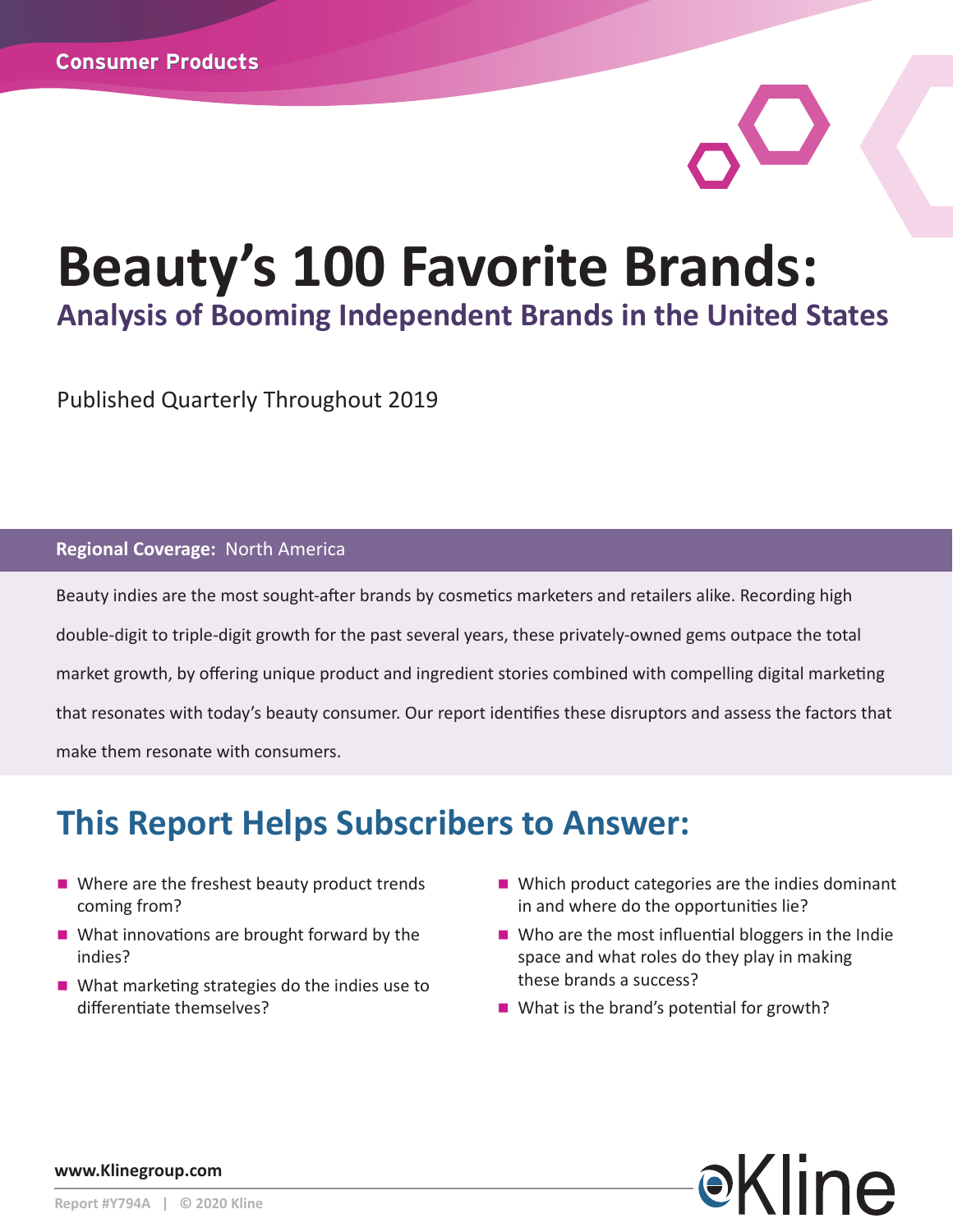Consumer Products

# Beauty's 100 Favorite Brands:

## Analysis of Booming Independent Brands in the United States

Published Quarterly Throughout 2019

**Regional Coverage:** North America

Beauty indies are the most sought-after brands by cosmetics marketers and retailers alike. Recording high double-digit to triple-digit growth for the past several years, these privately-owned gems outpace the total market growth, by offering unique product and ingredient stories combined with compelling digital marketing that resonates with today's beauty consumer. Our report identifies these disruptors and assess the factors that make them resonate with consumers.

## This Report Helps Subscribers to Answer:

- Where are the freshest beauty product trends coming from?
- What innovations are brought forward by the indies?
- What marketing strategies do the indies use to differentiate themselves?
- Which product categories are the indies dominant in and where do the opportunities lie?
- Who are the most influential bloggers in the Indie space and what roles do they play in making these brands a success?
- What is the brand's potential for growth?

www.Klinegroup.com

Report #Y794A | © 2020 Kline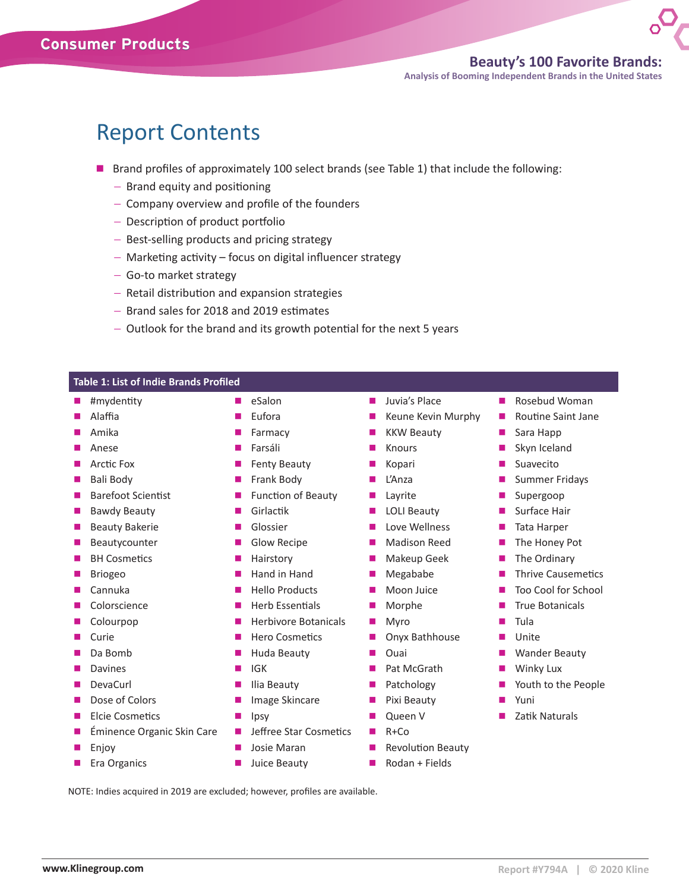# Report Contents

- Brand profiles of approximately 100 select brands (see Table 1) that include the following:
  - Brand equity and positioning
  - Company overview and profile of the founders
  - Description of product portfolio
  - Best-selling products and pricing strategy
  - Marketing activity – focus on digital influencer strategy
  - Go-to market strategy
  - Retail distribution and expansion strategies
  - Brand sales for 2018 and 2019 estimates
  - Outlook for the brand and its growth potential for the next 5 years

**Table 1: List of Indie Brands Profiled**

| | | | |
|---|---|---|---|
| #mydentity | eSalon | Juvia's Place | Rosebud Woman |
| Alaffia | Eufora | Keune Kevin Murphy | Routine Saint Jane |
| Amika | Farmacy | KKW Beauty | Sara Happ |
| Anese | Farsáli | Knours | Skyn Iceland |
| Arctic Fox | Fenty Beauty | Kopari | Suavecito |
| Bali Body | Frank Body | L'Anza | Summer Fridays |
| Barefoot Scientist | Function of Beauty | Layrite | Supergoop |
| Bawdy Beauty | Girlactik | LOLI Beauty | Surface Hair |
| Beauty Bakerie | Glossier | Love Wellness | Tata Harper |
| Beautycounter | Glow Recipe | Madison Reed | The Honey Pot |
| BH Cosmetics | Hairstory | Makeup Geek | The Ordinary |
| Briogeo | Hand in Hand | Megababe | Thrive Causemetics |
| Cannuka | Hello Products | Moon Juice | Too Cool for School |
| Colorscience | Herb Essentials | Morphe | True Botanicals |
| Colourpop | Herbivore Botanicals | Myro | Tula |
| Curie | Hero Cosmetics | Onyx Bathhouse | Unite |
| Da Bomb | Huda Beauty | Ouai | Wander Beauty |
| Davines | IGK | Pat McGrath | Winky Lux |
| DevaCurl | Ilia Beauty | Patchology | Youth to the People |
| Dose of Colors | Image Skincare | Pixi Beauty | Yuni |
| Elcie Cosmetics | Ipsy | Queen V | Zatik Naturals |
| Éminence Organic Skin Care | Jeffree Star Cosmetics | R+Co | |
| Enjoy | Josie Maran | Revolution Beauty | |
| Era Organics | Juice Beauty | Rodan + Fields | |

NOTE: Indies acquired in 2019 are excluded; however, profiles are available.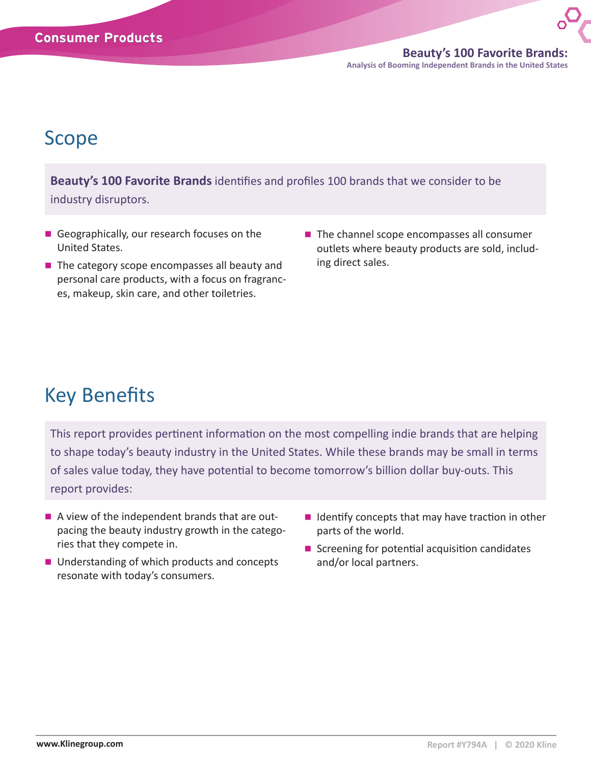## Scope

**Beauty's 100 Favorite Brands** identifies and profiles 100 brands that we consider to be industry disruptors.

- Geographically, our research focuses on the United States.
- The category scope encompasses all beauty and personal care products, with a focus on fragrances, makeup, skin care, and other toiletries.
- The channel scope encompasses all consumer outlets where beauty products are sold, including direct sales.

## Key Benefits

This report provides pertinent information on the most compelling indie brands that are helping to shape today's beauty industry in the United States. While these brands may be small in terms of sales value today, they have potential to become tomorrow's billion dollar buy-outs. This report provides:

- A view of the independent brands that are outpacing the beauty industry growth in the categories that they compete in.
- Understanding of which products and concepts resonate with today's consumers.
- Identify concepts that may have traction in other parts of the world.
- Screening for potential acquisition candidates and/or local partners.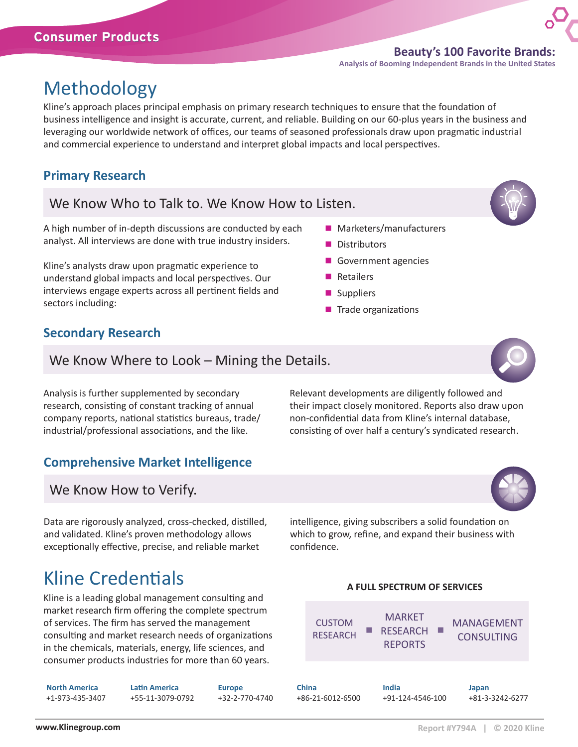# Methodology

Kline's approach places principal emphasis on primary research techniques to ensure that the foundation of business intelligence and insight is accurate, current, and reliable. Building on our 60-plus years in the business and leveraging our worldwide network of offices, our teams of seasoned professionals draw upon pragmatic industrial and commercial experience to understand and interpret global impacts and local perspectives.

## Primary Research

### We Know Who to Talk to. We Know How to Listen.

A high number of in-depth discussions are conducted by each analyst. All interviews are done with true industry insiders.

Kline's analysts draw upon pragmatic experience to understand global impacts and local perspectives. Our interviews engage experts across all pertinent fields and sectors including:

- Marketers/manufacturers
- Distributors
- Government agencies
- Retailers
- Suppliers
- Trade organizations

## Secondary Research

### We Know Where to Look – Mining the Details.

Analysis is further supplemented by secondary research, consisting of constant tracking of annual company reports, national statistics bureaus, trade/industrial/professional associations, and the like.

Relevant developments are diligently followed and their impact closely monitored. Reports also draw upon non-confidential data from Kline's internal database, consisting of over half a century's syndicated research.

## Comprehensive Market Intelligence

### We Know How to Verify.

Data are rigorously analyzed, cross-checked, distilled, and validated. Kline's proven methodology allows exceptionally effective, precise, and reliable market intelligence, giving subscribers a solid foundation on which to grow, refine, and expand their business with confidence.

# Kline Credentials

Kline is a leading global management consulting and market research firm offering the complete spectrum of services. The firm has served the management consulting and market research needs of organizations in the chemicals, materials, energy, life sciences, and consumer products industries for more than 60 years.

**A FULL SPECTRUM OF SERVICES**

CUSTOM RESEARCH ■ MARKET RESEARCH REPORTS ■ MANAGEMENT CONSULTING

**North America**
+1-973-435-3407

**Latin America**
+55-11-3079-0792

**Europe**
+32-2-770-4740

**China**
+86-21-6012-6500

**India**
+91-124-4546-100

**Japan**
+81-3-3242-6277

www.Klinegroup.com

Report #Y794A | © 2020 Kline